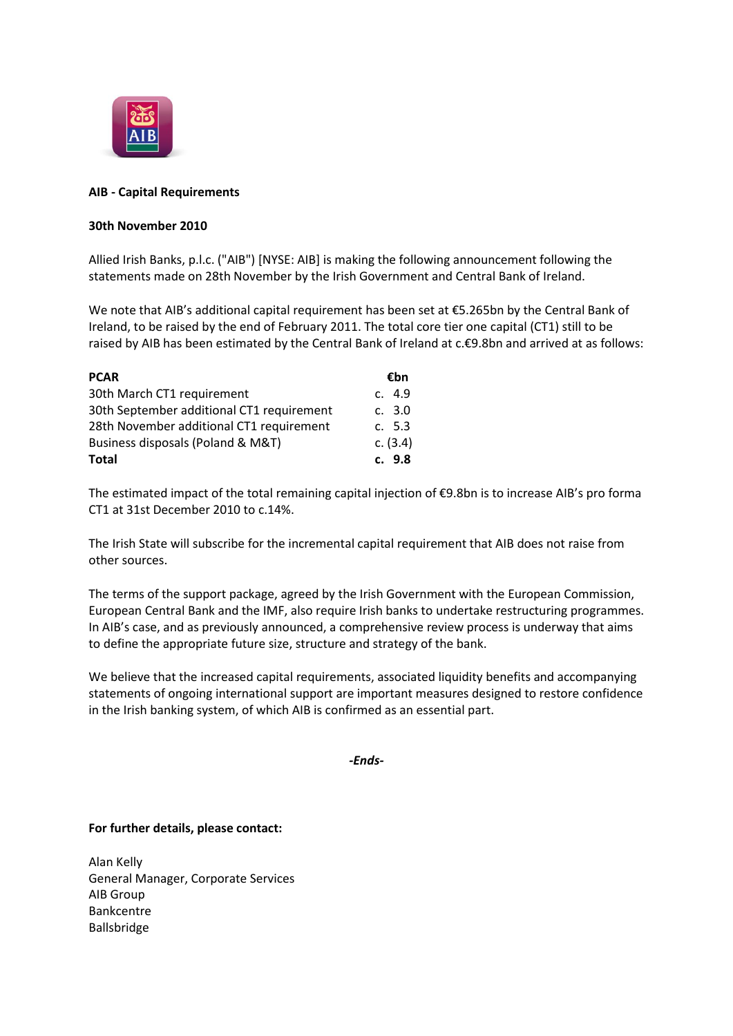**AIB - Capital Requirements**

**30th November 2010**

Allied Irish Banks, p.l.c. ("AIB") [NYSE: AIB] is making the following announcement following the statements made on 28th November by the Irish Government and Central Bank of Ireland.

We note that AIB's additional capital requirement has been set at €5.265bn by the Central Bank of Ireland, to be raised by the end of February 2011. The total core tier one capital (CT1) still to be raised by AIB has been estimated by the Central Bank of Ireland at c.€9.8bn and arrived at as follows:

| **PCAR** | **€bn** |
|---|---|
| 30th March CT1 requirement | c. 4.9 |
| 30th September additional CT1 requirement | c. 3.0 |
| 28th November additional CT1 requirement | c. 5.3 |
| Business disposals (Poland & M&T) | c. (3.4) |
| **Total** | **c. 9.8** |

The estimated impact of the total remaining capital injection of €9.8bn is to increase AIB's pro forma CT1 at 31st December 2010 to c.14%.

The Irish State will subscribe for the incremental capital requirement that AIB does not raise from other sources.

The terms of the support package, agreed by the Irish Government with the European Commission, European Central Bank and the IMF, also require Irish banks to undertake restructuring programmes. In AIB's case, and as previously announced, a comprehensive review process is underway that aims to define the appropriate future size, structure and strategy of the bank.

We believe that the increased capital requirements, associated liquidity benefits and accompanying statements of ongoing international support are important measures designed to restore confidence in the Irish banking system, of which AIB is confirmed as an essential part.

***-Ends-***

**For further details, please contact:**

Alan Kelly
General Manager, Corporate Services
AIB Group
Bankcentre
Ballsbridge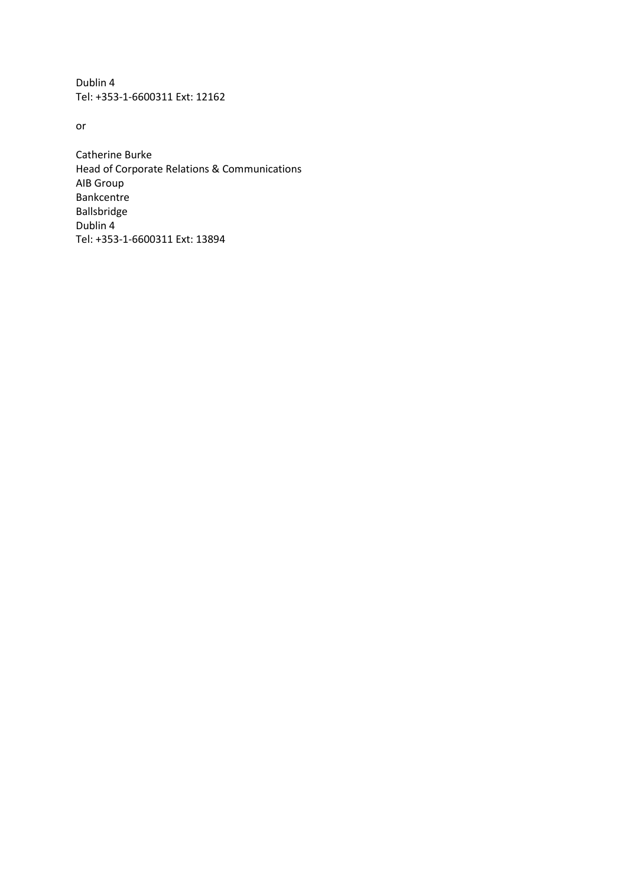Dublin 4
Tel: +353-1-6600311 Ext: 12162

or

Catherine Burke
Head of Corporate Relations & Communications
AIB Group
Bankcentre
Ballsbridge
Dublin 4
Tel: +353-1-6600311 Ext: 13894